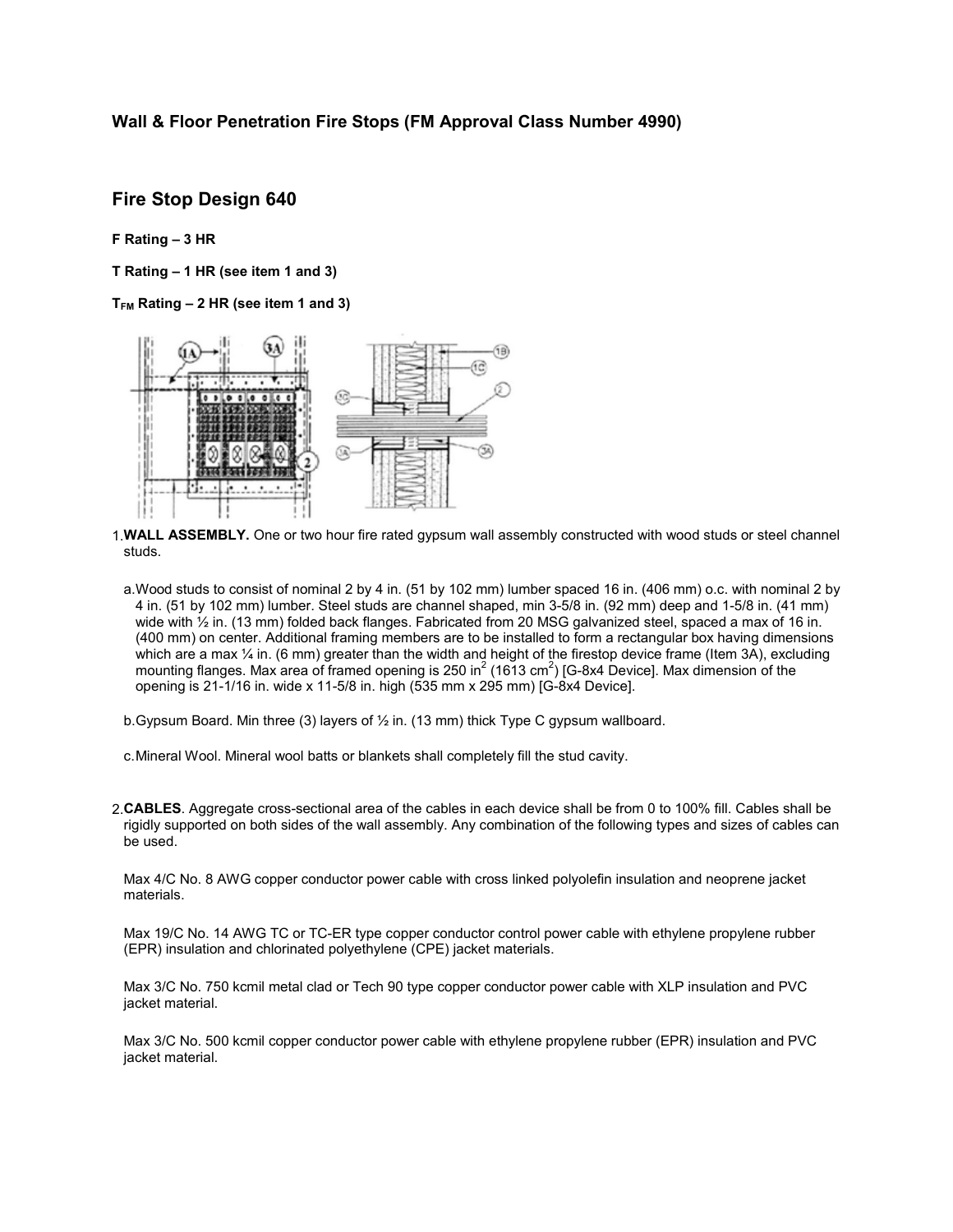**Wall & Floor Penetration Fire Stops (FM Approval Class Number 4990)**

## Fire Stop Design 640

**F Rating – 3 HR**

**T Rating – 1 HR (see item 1 and 3)**

**$T_{FM}$ Rating – 2 HR (see item 1 and 3)**

1. **WALL ASSEMBLY.** One or two hour fire rated gypsum wall assembly constructed with wood studs or steel channel studs.

   a. Wood studs to consist of nominal 2 by 4 in. (51 by 102 mm) lumber spaced 16 in. (406 mm) o.c. with nominal 2 by 4 in. (51 by 102 mm) lumber. Steel studs are channel shaped, min 3-5/8 in. (92 mm) deep and 1-5/8 in. (41 mm) wide with ½ in. (13 mm) folded back flanges. Fabricated from 20 MSG galvanized steel, spaced a max of 16 in. (400 mm) on center. Additional framing members are to be installed to form a rectangular box having dimensions which are a max ¼ in. (6 mm) greater than the width and height of the firestop device frame (Item 3A), excluding mounting flanges. Max area of framed opening is 250 $in^2$ (1613 $cm^2$) [G-8x4 Device]. Max dimension of the opening is 21-1/16 in. wide x 11-5/8 in. high (535 mm x 295 mm) [G-8x4 Device].

   b. Gypsum Board. Min three (3) layers of ½ in. (13 mm) thick Type C gypsum wallboard.

   c. Mineral Wool. Mineral wool batts or blankets shall completely fill the stud cavity.

2. **CABLES**. Aggregate cross-sectional area of the cables in each device shall be from 0 to 100% fill. Cables shall be rigidly supported on both sides of the wall assembly. Any combination of the following types and sizes of cables can be used.

   Max 4/C No. 8 AWG copper conductor power cable with cross linked polyolefin insulation and neoprene jacket materials.

   Max 19/C No. 14 AWG TC or TC-ER type copper conductor control power cable with ethylene propylene rubber (EPR) insulation and chlorinated polyethylene (CPE) jacket materials.

   Max 3/C No. 750 kcmil metal clad or Tech 90 type copper conductor power cable with XLP insulation and PVC jacket material.

   Max 3/C No. 500 kcmil copper conductor power cable with ethylene propylene rubber (EPR) insulation and PVC jacket material.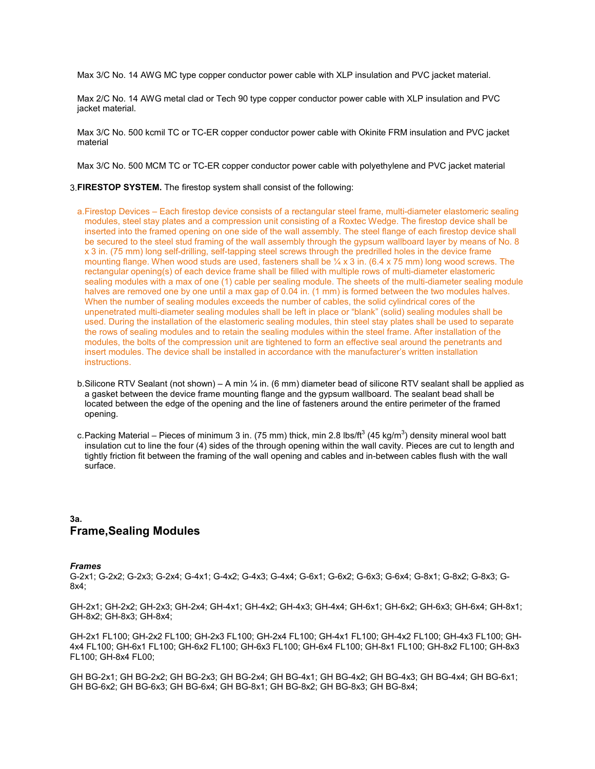Max 3/C No. 14 AWG MC type copper conductor power cable with XLP insulation and PVC jacket material.

Max 2/C No. 14 AWG metal clad or Tech 90 type copper conductor power cable with XLP insulation and PVC jacket material.

Max 3/C No. 500 kcmil TC or TC-ER copper conductor power cable with Okinite FRM insulation and PVC jacket material

Max 3/C No. 500 MCM TC or TC-ER copper conductor power cable with polyethylene and PVC jacket material

3. **FIRESTOP SYSTEM.** The firestop system shall consist of the following:

a. Firestop Devices – Each firestop device consists of a rectangular steel frame, multi-diameter elastomeric sealing modules, steel stay plates and a compression unit consisting of a Roxtec Wedge. The firestop device shall be inserted into the framed opening on one side of the wall assembly. The steel flange of each firestop device shall be secured to the steel stud framing of the wall assembly through the gypsum wallboard layer by means of No. 8 x 3 in. (75 mm) long self-drilling, self-tapping steel screws through the predrilled holes in the device frame mounting flange. When wood studs are used, fasteners shall be ¼ x 3 in. (6.4 x 75 mm) long wood screws. The rectangular opening(s) of each device frame shall be filled with multiple rows of multi-diameter elastomeric sealing modules with a max of one (1) cable per sealing module. The sheets of the multi-diameter sealing module halves are removed one by one until a max gap of 0.04 in. (1 mm) is formed between the two modules halves. When the number of sealing modules exceeds the number of cables, the solid cylindrical cores of the unpenetrated multi-diameter sealing modules shall be left in place or "blank" (solid) sealing modules shall be used. During the installation of the elastomeric sealing modules, thin steel stay plates shall be used to separate the rows of sealing modules and to retain the sealing modules within the steel frame. After installation of the modules, the bolts of the compression unit are tightened to form an effective seal around the penetrants and insert modules. The device shall be installed in accordance with the manufacturer's written installation instructions.

b. Silicone RTV Sealant (not shown) – A min ¼ in. (6 mm) diameter bead of silicone RTV sealant shall be applied as a gasket between the device frame mounting flange and the gypsum wallboard. The sealant bead shall be located between the edge of the opening and the line of fasteners around the entire perimeter of the framed opening.

c. Packing Material – Pieces of minimum 3 in. (75 mm) thick, min 2.8 lbs/ft$^3$ (45 kg/m$^3$) density mineral wool batt insulation cut to line the four (4) sides of the through opening within the wall cavity. Pieces are cut to length and tightly friction fit between the framing of the wall opening and cables and in-between cables flush with the wall surface.

**3a.**

## Frame,Sealing Modules

***Frames***

G-2x1; G-2x2; G-2x3; G-2x4; G-4x1; G-4x2; G-4x3; G-4x4; G-6x1; G-6x2; G-6x3; G-6x4; G-8x1; G-8x2; G-8x3; G-8x4;

GH-2x1; GH-2x2; GH-2x3; GH-2x4; GH-4x1; GH-4x2; GH-4x3; GH-4x4; GH-6x1; GH-6x2; GH-6x3; GH-6x4; GH-8x1; GH-8x2; GH-8x3; GH-8x4;

GH-2x1 FL100; GH-2x2 FL100; GH-2x3 FL100; GH-2x4 FL100; GH-4x1 FL100; GH-4x2 FL100; GH-4x3 FL100; GH-4x4 FL100; GH-6x1 FL100; GH-6x2 FL100; GH-6x3 FL100; GH-6x4 FL100; GH-8x1 FL100; GH-8x2 FL100; GH-8x3 FL100; GH-8x4 FL00;

GH BG-2x1; GH BG-2x2; GH BG-2x3; GH BG-2x4; GH BG-4x1; GH BG-4x2; GH BG-4x3; GH BG-4x4; GH BG-6x1; GH BG-6x2; GH BG-6x3; GH BG-6x4; GH BG-8x1; GH BG-8x2; GH BG-8x3; GH BG-8x4;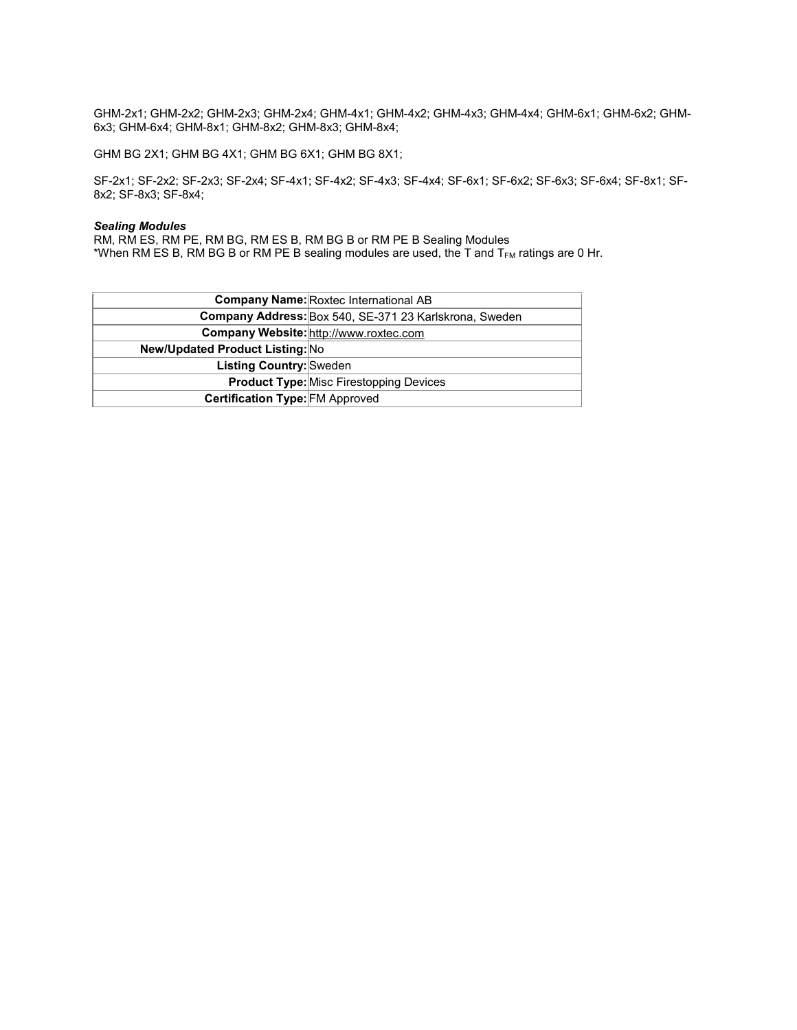GHM-2x1; GHM-2x2; GHM-2x3; GHM-2x4; GHM-4x1; GHM-4x2; GHM-4x3; GHM-4x4; GHM-6x1; GHM-6x2; GHM-6x3; GHM-6x4; GHM-8x1; GHM-8x2; GHM-8x3; GHM-8x4;

GHM BG 2X1; GHM BG 4X1; GHM BG 6X1; GHM BG 8X1;

SF-2x1; SF-2x2; SF-2x3; SF-2x4; SF-4x1; SF-4x2; SF-4x3; SF-4x4; SF-6x1; SF-6x2; SF-6x3; SF-6x4; SF-8x1; SF-8x2; SF-8x3; SF-8x4;

***Sealing Modules***
RM, RM ES, RM PE, RM BG, RM ES B, RM BG B or RM PE B Sealing Modules
*When RM ES B, RM BG B or RM PE B sealing modules are used, the T and $T_{FM}$ ratings are 0 Hr.

| | |
|---|---|
| **Company Name:** | Roxtec International AB |
| **Company Address:** | Box 540, SE-371 23 Karlskrona, Sweden |
| **Company Website:** | http://www.roxtec.com |
| **New/Updated Product Listing:** | No |
| **Listing Country:** | Sweden |
| **Product Type:** | Misc Firestopping Devices |
| **Certification Type:** | FM Approved |